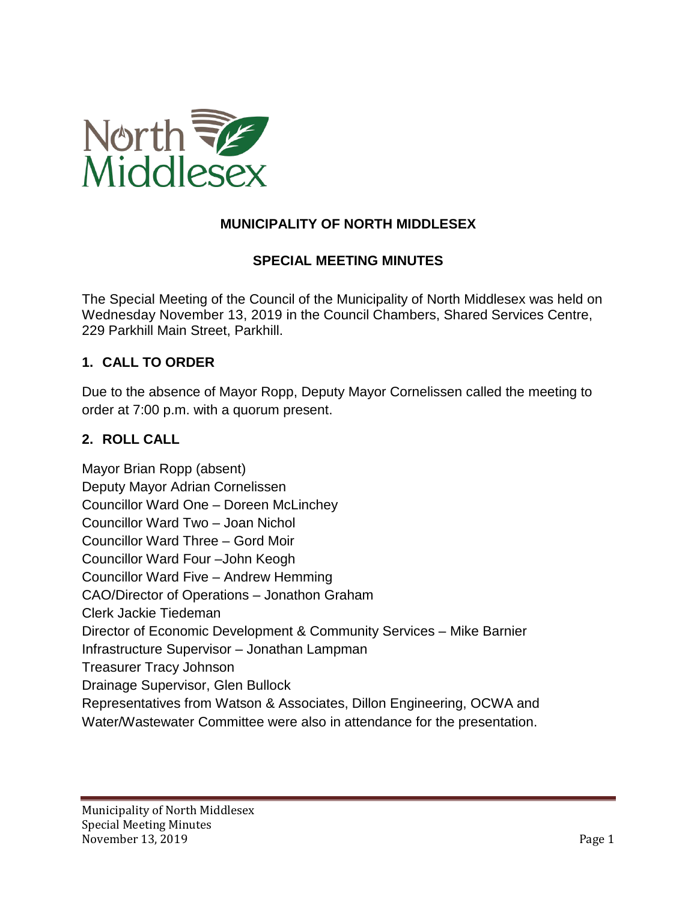# MUNICIPALITY OF NORTH MIDDLESEX

## SPECIAL MEETING MINUTES

The Special Meeting of the Council of the Municipality of North Middlesex was held on Wednesday November 13, 2019 in the Council Chambers, Shared Services Centre, 229 Parkhill Main Street, Parkhill.

### 1. CALL TO ORDER

Due to the absence of Mayor Ropp, Deputy Mayor Cornelissen called the meeting to order at 7:00 p.m. with a quorum present.

### 2. ROLL CALL

Mayor Brian Ropp (absent)
Deputy Mayor Adrian Cornelissen
Councillor Ward One – Doreen McLinchey
Councillor Ward Two – Joan Nichol
Councillor Ward Three – Gord Moir
Councillor Ward Four –John Keogh
Councillor Ward Five – Andrew Hemming
CAO/Director of Operations – Jonathon Graham
Clerk Jackie Tiedeman
Director of Economic Development & Community Services – Mike Barnier
Infrastructure Supervisor – Jonathan Lampman
Treasurer Tracy Johnson
Drainage Supervisor, Glen Bullock
Representatives from Watson & Associates, Dillon Engineering, OCWA and Water/Wastewater Committee were also in attendance for the presentation.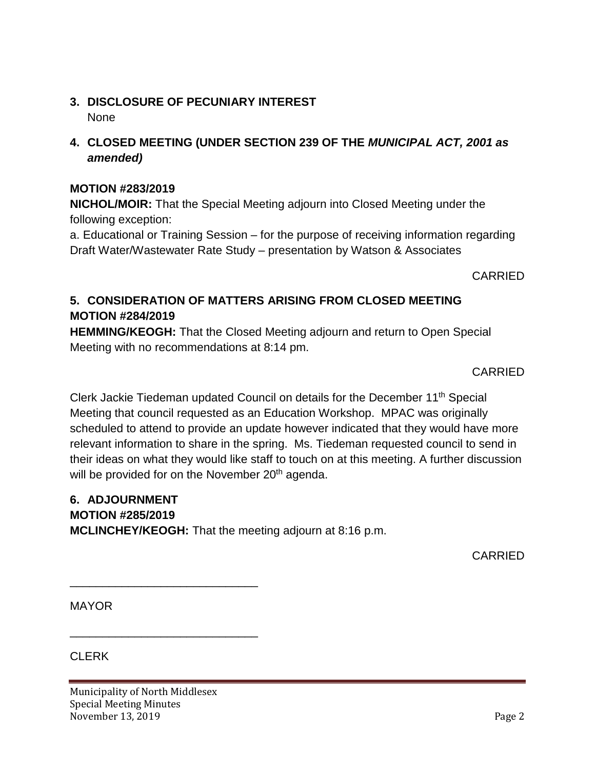## 3. DISCLOSURE OF PECUNIARY INTEREST

None

## 4. CLOSED MEETING (UNDER SECTION 239 OF THE *MUNICIPAL ACT, 2001 as amended)*

**MOTION #283/2019**

**NICHOL/MOIR:** That the Special Meeting adjourn into Closed Meeting under the following exception:

a. Educational or Training Session – for the purpose of receiving information regarding Draft Water/Wastewater Rate Study – presentation by Watson & Associates

CARRIED

## 5. CONSIDERATION OF MATTERS ARISING FROM CLOSED MEETING

**MOTION #284/2019**

**HEMMING/KEOGH:** That the Closed Meeting adjourn and return to Open Special Meeting with no recommendations at 8:14 pm.

CARRIED

Clerk Jackie Tiedeman updated Council on details for the December 11th Special Meeting that council requested as an Education Workshop. MPAC was originally scheduled to attend to provide an update however indicated that they would have more relevant information to share in the spring. Ms. Tiedeman requested council to send in their ideas on what they would like staff to touch on at this meeting. A further discussion will be provided for on the November 20th agenda.

## 6. ADJOURNMENT

**MOTION #285/2019**

**MCLINCHEY/KEOGH:** That the meeting adjourn at 8:16 p.m.

CARRIED

______________________________

MAYOR

______________________________

CLERK